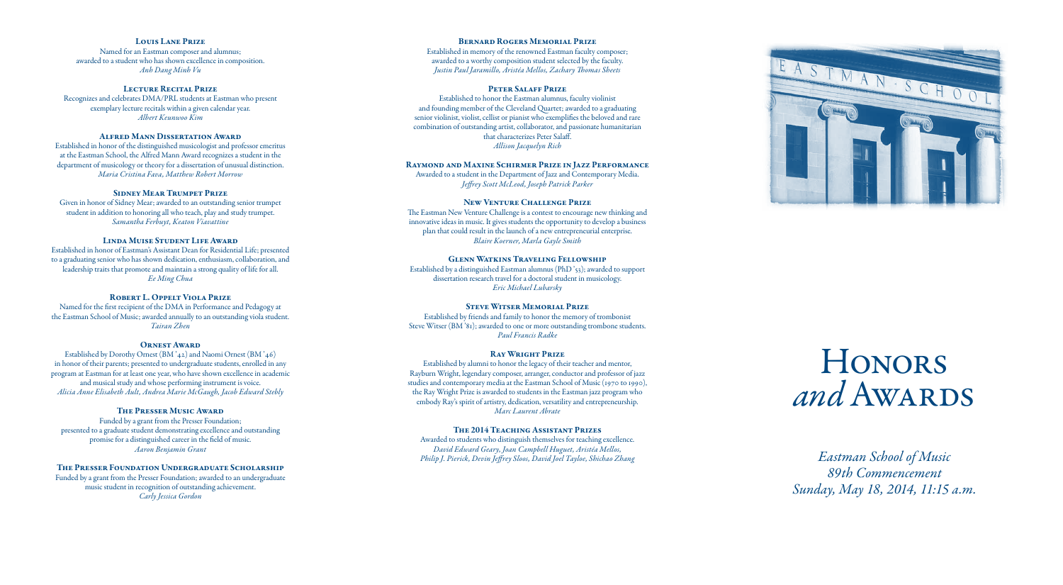### Louis Lane Prize

Named for an Eastman composer and alumnus; awarded to a student who has shown excellence in composition.
*Anh Dang Minh Vu*

### Lecture Recital Prize

Recognizes and celebrates DMA/PRL students at Eastman who present exemplary lecture recitals within a given calendar year.
*Albert Keunwoo Kim*

### Alfred Mann Dissertation Award

Established in honor of the distinguished musicologist and professor emeritus at the Eastman School, the Alfred Mann Award recognizes a student in the department of musicology or theory for a dissertation of unusual distinction.
*Maria Cristina Fava, Matthew Robert Morrow*

### Sidney Mear Trumpet Prize

Given in honor of Sidney Mear; awarded to an outstanding senior trumpet student in addition to honoring all who teach, play and study trumpet.
*Samantha Ferbuyt, Keaton Viavattine*

### Linda Muise Student Life Award

Established in honor of Eastman's Assistant Dean for Residential Life; presented to a graduating senior who has shown dedication, enthusiasm, collaboration, and leadership traits that promote and maintain a strong quality of life for all.
*Ee Ming Chua*

### Robert L. Oppelt Viola Prize

Named for the first recipient of the DMA in Performance and Pedagogy at the Eastman School of Music; awarded annually to an outstanding viola student.
*Tairan Zhen*

### Ornest Award

Established by Dorothy Ornest (BM '42) and Naomi Ornest (BM '46) in honor of their parents; presented to undergraduate students, enrolled in any program at Eastman for at least one year, who have shown excellence in academic and musical study and whose performing instrument is voice.
*Alicia Anne Elisabeth Ault, Andrea Marie McGaugh, Jacob Edward Stebly*

### The Presser Music Award

Funded by a grant from the Presser Foundation; presented to a graduate student demonstrating excellence and outstanding promise for a distinguished career in the field of music.
*Aaron Benjamin Grant*

### The Presser Foundation Undergraduate Scholarship

Funded by a grant from the Presser Foundation; awarded to an undergraduate music student in recognition of outstanding achievement.
*Carly Jessica Gordon*

### Bernard Rogers Memorial Prize

Established in memory of the renowned Eastman faculty composer; awarded to a worthy composition student selected by the faculty.
*Justin Paul Jaramillo, Aristéa Mellos, Zachary Thomas Sheets*

### Peter Salaff Prize

Established to honor the Eastman alumnus, faculty violinist and founding member of the Cleveland Quartet; awarded to a graduating senior violinist, violist, cellist or pianist who exemplifies the beloved and rare combination of outstanding artist, collaborator, and passionate humanitarian that characterizes Peter Salaff.
*Allison Jacquelyn Rich*

### Raymond and Maxine Schirmer Prize in Jazz Performance

Awarded to a student in the Department of Jazz and Contemporary Media.
*Jeffrey Scott McLeod, Joseph Patrick Parker*

### New Venture Challenge Prize

The Eastman New Venture Challenge is a contest to encourage new thinking and innovative ideas in music. It gives students the opportunity to develop a business plan that could result in the launch of a new entrepreneurial enterprise.
*Blaire Koerner, Marla Gayle Smith*

### Glenn Watkins Traveling Fellowship

Established by a distinguished Eastman alumnus (PhD '53); awarded to support dissertation research travel for a doctoral student in musicology.
*Eric Michael Lubarsky*

### Steve Witser Memorial Prize

Established by friends and family to honor the memory of trombonist Steve Witser (BM '81); awarded to one or more outstanding trombone students.
*Paul Francis Radke*

### Ray Wright Prize

Established by alumni to honor the legacy of their teacher and mentor, Rayburn Wright, legendary composer, arranger, conductor and professor of jazz studies and contemporary media at the Eastman School of Music (1970 to 1990), the Ray Wright Prize is awarded to students in the Eastman jazz program who embody Ray's spirit of artistry, dedication, versatility and entrepreneurship.
*Marc Laurent Abrate*

### The 2014 Teaching Assistant Prizes

Awarded to students who distinguish themselves for teaching excellence.
*David Edward Geary, Joan Campbell Huguet, Aristéa Mellos, Philip J. Pierick, Devin Jeffrey Sloos, David Joel Tayloe, Shichao Zhang*

# Honors *and* Awards

*Eastman School of Music*
*89th Commencement*
*Sunday, May 18, 2014, 11:15 a.m.*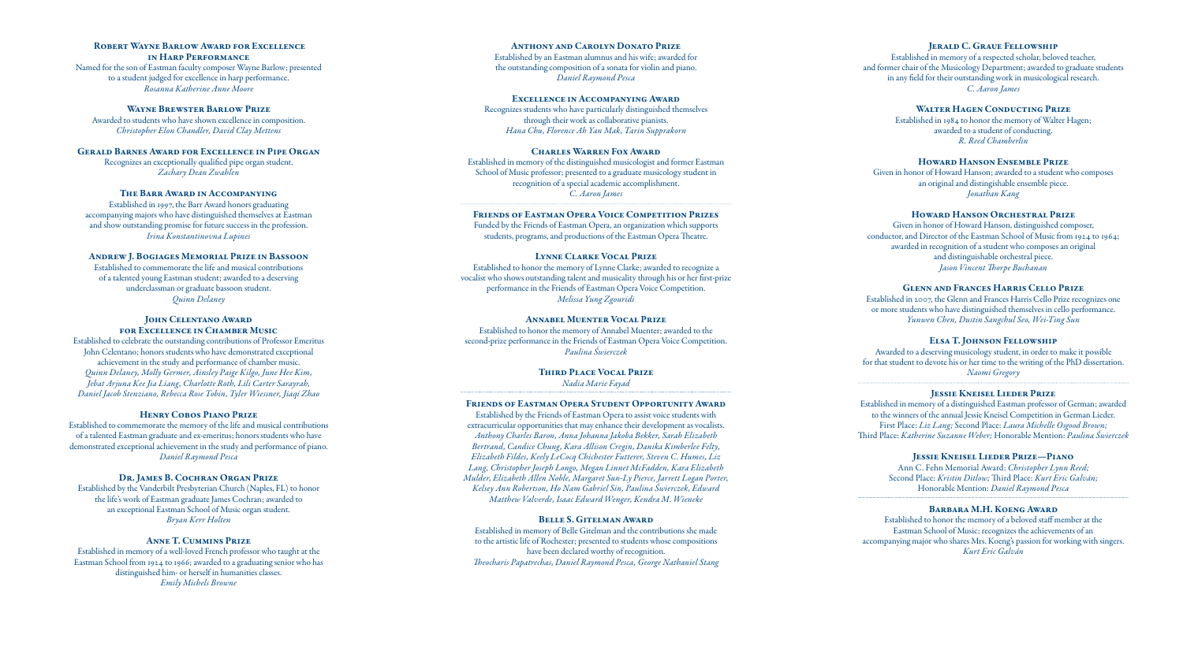### Robert Wayne Barlow Award for Excellence in Harp Performance

Named for the son of Eastman faculty composer Wayne Barlow; presented to a student judged for excellence in harp performance.

*Rosanna Katherine Anne Moore*

### Wayne Brewster Barlow Prize

Awarded to students who have shown excellence in composition.

*Christopher Elon Chandler, David Clay Mettens*

### Gerald Barnes Award for Excellence in Pipe Organ

Recognizes an exceptionally qualified pipe organ student.

*Zachary Dean Zwahlen*

### The Barr Award in Accompanying

Established in 1997, the Barr Award honors graduating accompanying majors who have distinguished themselves at Eastman and show outstanding promise for future success in the profession.

*Irina Konstantinovna Lupines*

### Andrew J. Bogiages Memorial Prize in Bassoon

Established to commemorate the life and musical contributions of a talented young Eastman student; awarded to a deserving underclassman or graduate bassoon student.

*Quinn Delaney*

### John Celentano Award for Excellence in Chamber Music

Established to celebrate the outstanding contributions of Professor Emeritus John Celentano; honors students who have demonstrated exceptional achievement in the study and performance of chamber music.

*Quinn Delaney, Molly Germer, Ainsley Paige Kilgo, June Hee Kim, Jebat Arjuna Kee Jia Liang, Charlotte Roth, Lili Carter Sarayrah, Daniel Jacob Stenziano, Rebecca Rose Tobin, Tyler Wiessner, Jiaqi Zhao*

### Henry Cobos Piano Prize

Established to commemorate the memory of the life and musical contributions of a talented Eastman graduate and ex-emeritus; honors students who have demonstrated exceptional achievement in the study and performance of piano.

*Daniel Raymond Pesca*

### Dr. James B. Cochran Organ Prize

Established by the Vanderbilt Presbyterian Church (Naples, FL) to honor the life's work of Eastman graduate James Cochran; awarded to an exceptional Eastman School of Music organ student.

*Bryan Kerr Holten*

### Anne T. Cummins Prize

Established in memory of a well-loved French professor who taught at the Eastman School from 1924 to 1966; awarded to a graduating senior who has distinguished him- or herself in humanities classes.

*Emily Michels Browne*

### Anthony and Carolyn Donato Prize

Established by an Eastman alumnus and his wife; awarded for the outstanding composition of a sonata for violin and piano.

*Daniel Raymond Pesca*

### Excellence in Accompanying Award

Recognizes students who have particularly distinguished themselves through their work as collaborative pianists.

*Hana Chu, Florence Ah Yan Mak, Tarin Supprakorn*

### Charles Warren Fox Award

Established in memory of the distinguished musicologist and former Eastman School of Music professor; presented to a graduate musicology student in recognition of a special academic accomplishment.

*C. Aaron James*

### Friends of Eastman Opera Voice Competition Prizes

Funded by the Friends of Eastman Opera, an organization which supports students, programs, and productions of the Eastman Opera Theatre.

### Lynne Clarke Vocal Prize

Established to honor the memory of Lynne Clarke; awarded to recognize a vocalist who shows outstanding talent and musicality through his or her first-prize performance in the Friends of Eastman Opera Voice Competition.

*Melissa Yung Zgouridi*

### Annabel Muenter Vocal Prize

Established to honor the memory of Annabel Muenter; awarded to the second-prize performance in the Friends of Eastman Opera Voice Competition.

*Paulina Świerczek*

### Third Place Vocal Prize

*Nadia Marie Fayad*

### Friends of Eastman Opera Student Opportunity Award

Established by the Friends of Eastman Opera to assist voice students with extracurricular opportunities that may enhance their development as vocalists.

*Anthony Charles Baron, Anna Johanna Jakoba Bekker, Sarah Elizabeth Bertrand, Candice Chung, Kara Allison Cregin, Danika Kimberlee Felty, Elizabeth Fildes, Keely LeCocq Chichester Futterer, Steven C. Humes, Liz Lang, Christopher Joseph Longo, Megan Linnet McFadden, Kara Elizabeth Mulder, Elizabeth Allen Noble, Margaret Sun-Ly Pierce, Jarrett Logan Porter, Kelsey Ann Robertson, Ho Nam Gabriel Sin, Paulina Świerczek, Edward Matthew Valverde, Isaac Edward Wenger, Kendra M. Wieneke*

### Belle S. Gitelman Award

Established in memory of Belle Gitelman and the contributions she made to the artistic life of Rochester; presented to students whose compositions have been declared worthy of recognition.

*Theocharis Papatrechas, Daniel Raymond Pesca, George Nathaniel Stang*

### Jerald C. Graue Fellowship

Established in memory of a respected scholar, beloved teacher, and former chair of the Musicology Department; awarded to graduate students in any field for their outstanding work in musicological research.

*C. Aaron James*

### Walter Hagen Conducting Prize

Established in 1984 to honor the memory of Walter Hagen; awarded to a student of conducting.

*R. Reed Chamberlin*

### Howard Hanson Ensemble Prize

Given in honor of Howard Hanson; awarded to a student who composes an original and distinguishable ensemble piece.

*Jonathan Kang*

### Howard Hanson Orchestral Prize

Given in honor of Howard Hanson, distinguished composer, conductor, and Director of the Eastman School of Music from 1924 to 1964; awarded in recognition of a student who composes an original and distinguishable orchestral piece.

*Jason Vincent Thorpe Buchanan*

### Glenn and Frances Harris Cello Prize

Established in 2007, the Glenn and Frances Harris Cello Prize recognizes one or more students who have distinguished themselves in cello performance.

*Yunwen Chen, Dustin Sangchul Seo, Wei-Ting Sun*

### Elsa T. Johnson Fellowship

Awarded to a deserving musicology student, in order to make it possible for that student to devote his or her time to the writing of the PhD dissertation.

*Naomi Gregory*

### Jessie Kneisel Lieder Prize

Established in memory of a distinguished Eastman professor of German; awarded to the winners of the annual Jessie Kneisel Competition in German Lieder.

First Place: *Liz Lang;* Second Place: *Laura Michelle Osgood Brown;* Third Place: *Katherine Suzanne Weber;* Honorable Mention: *Paulina Świerczek*

### Jessie Kneisel Lieder Prize—Piano

Ann C. Fehn Memorial Award: *Christopher Lynn Reed;* Second Place: *Kristin Ditlow;* Third Place: *Kurt Eric Galván;* Honorable Mention: *Daniel Raymond Pesca*

### Barbara M.H. Koeng Award

Established to honor the memory of a beloved staff member at the Eastman School of Music; recognizes the achievements of an accompanying major who shares Mrs. Koeng's passion for working with singers.

*Kurt Eric Galván*